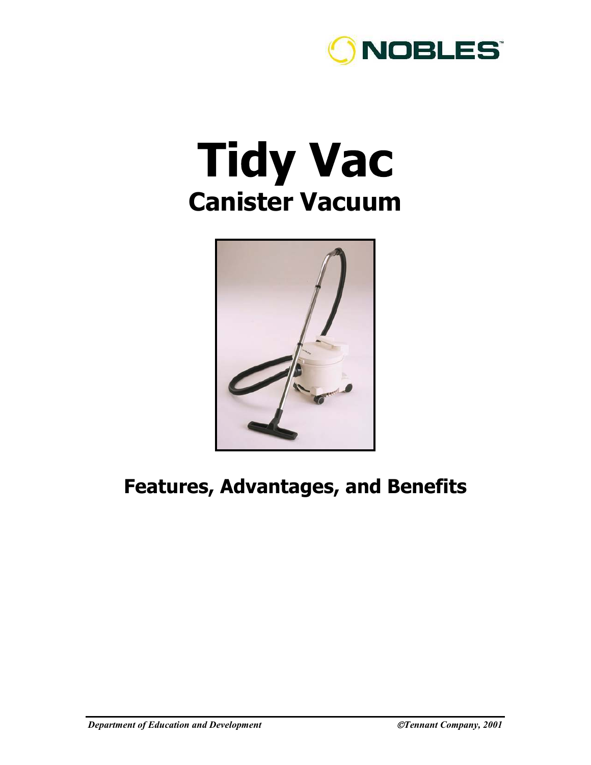NOBLES™

# Tidy Vac

## Canister Vacuum

## Features, Advantages, and Benefits

*Department of Education and Development* ©*Tennant Company, 2001*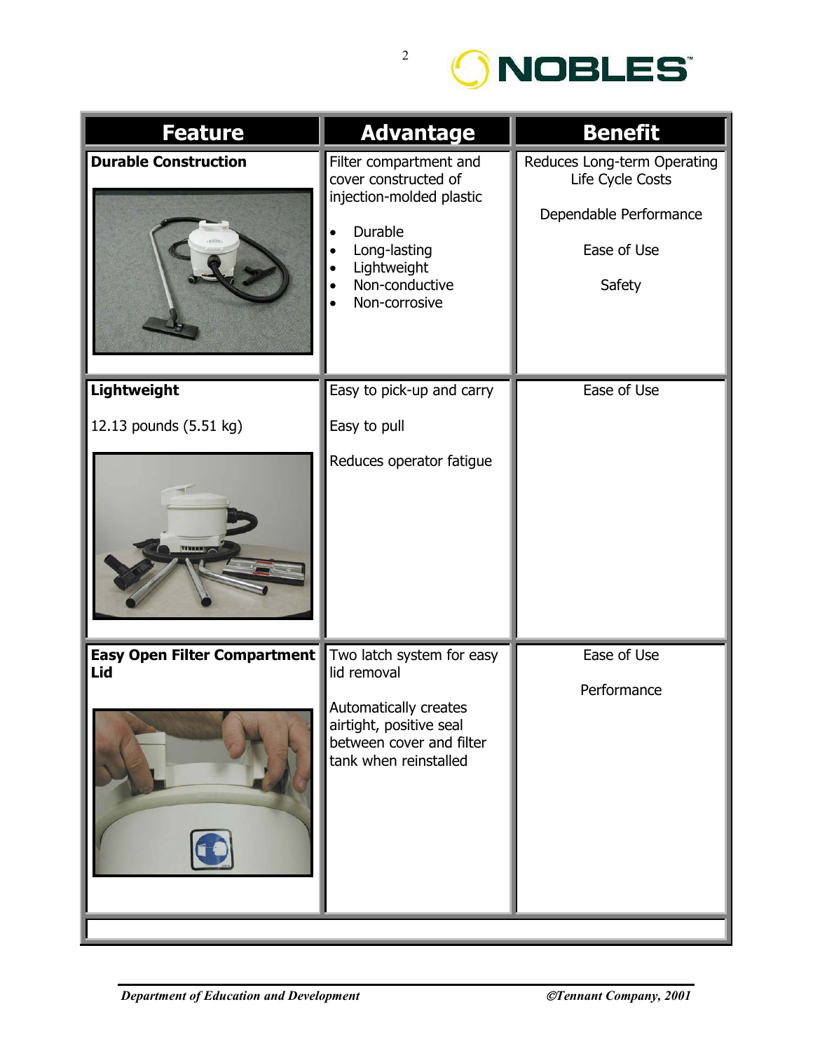| Feature | Advantage | Benefit |
| --- | --- | --- |
| **Durable Construction** | Filter compartment and cover constructed of injection-molded plastic<br>• Durable<br>• Long-lasting<br>• Lightweight<br>• Non-conductive<br>• Non-corrosive | Reduces Long-term Operating Life Cycle Costs<br><br>Dependable Performance<br><br>Ease of Use<br><br>Safety |
| **Lightweight**<br><br>12.13 pounds (5.51 kg) | Easy to pick-up and carry<br><br>Easy to pull<br><br>Reduces operator fatigue | Ease of Use |
| **Easy Open Filter Compartment Lid** | Two latch system for easy lid removal<br><br>Automatically creates airtight, positive seal between cover and filter tank when reinstalled | Ease of Use<br><br>Performance |

*Department of Education and Development* *©Tennant Company, 2001*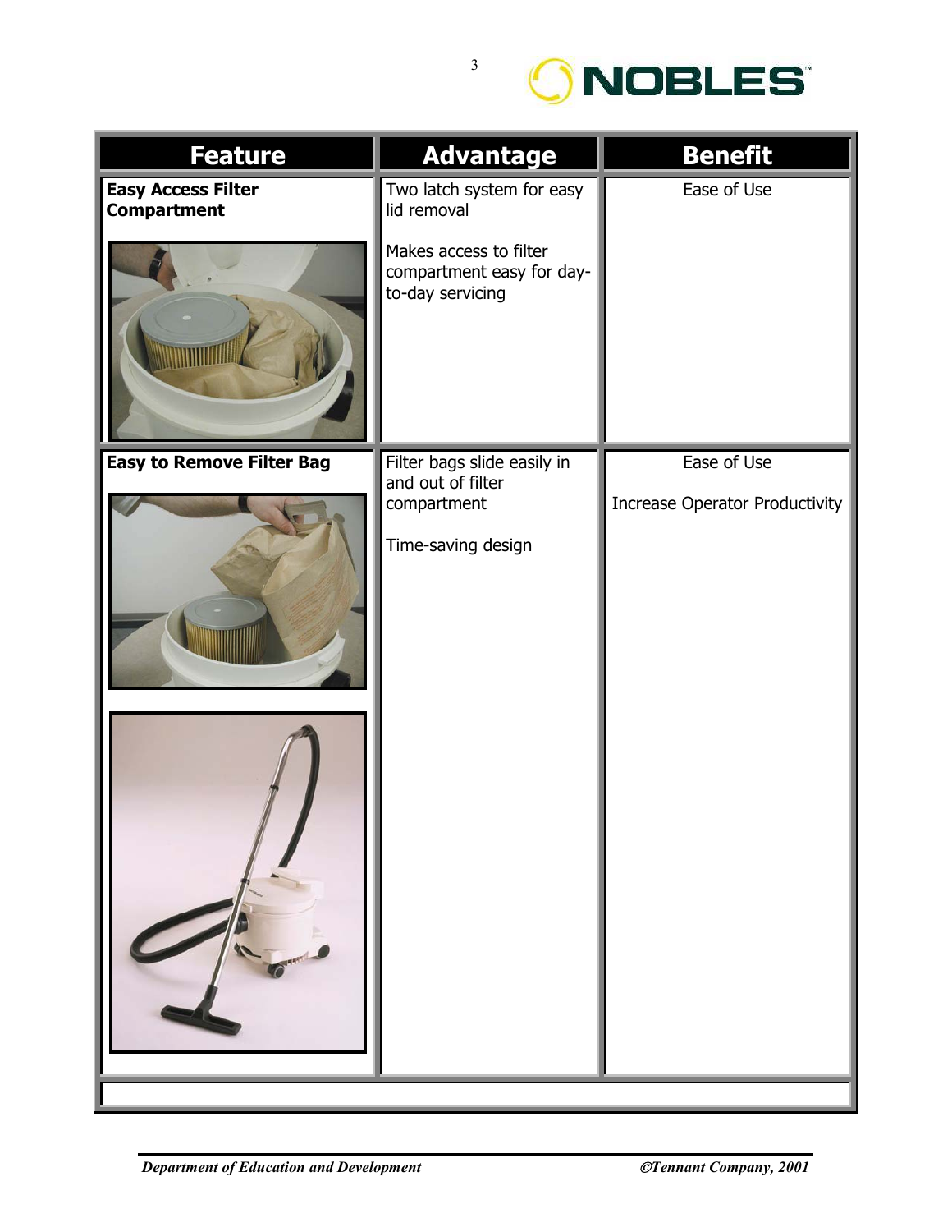| Feature | Advantage | Benefit |
| --- | --- | --- |
| **Easy Access Filter Compartment** | Two latch system for easy lid removal<br><br>Makes access to filter compartment easy for day-to-day servicing | Ease of Use |
| **Easy to Remove Filter Bag** | Filter bags slide easily in and out of filter compartment<br><br>Time-saving design | Ease of Use<br><br>Increase Operator Productivity |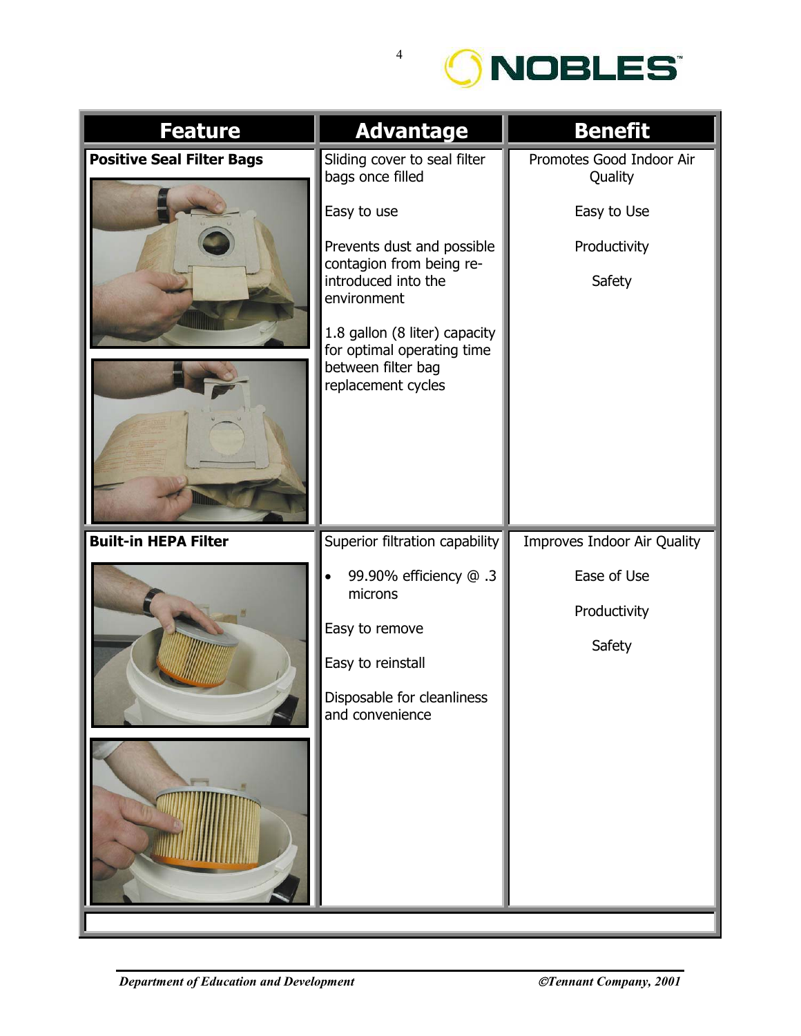| Feature | Advantage | Benefit |
|---|---|---|
| **Positive Seal Filter Bags** | Sliding cover to seal filter bags once filled<br><br>Easy to use<br><br>Prevents dust and possible contagion from being re-introduced into the environment<br><br>1.8 gallon (8 liter) capacity for optimal operating time between filter bag replacement cycles | Promotes Good Indoor Air Quality<br><br>Easy to Use<br><br>Productivity<br><br>Safety |
| **Built-in HEPA Filter** | Superior filtration capability<br><br>• 99.90% efficiency @ .3 microns<br><br>Easy to remove<br><br>Easy to reinstall<br><br>Disposable for cleanliness and convenience | Improves Indoor Air Quality<br><br>Ease of Use<br><br>Productivity<br><br>Safety |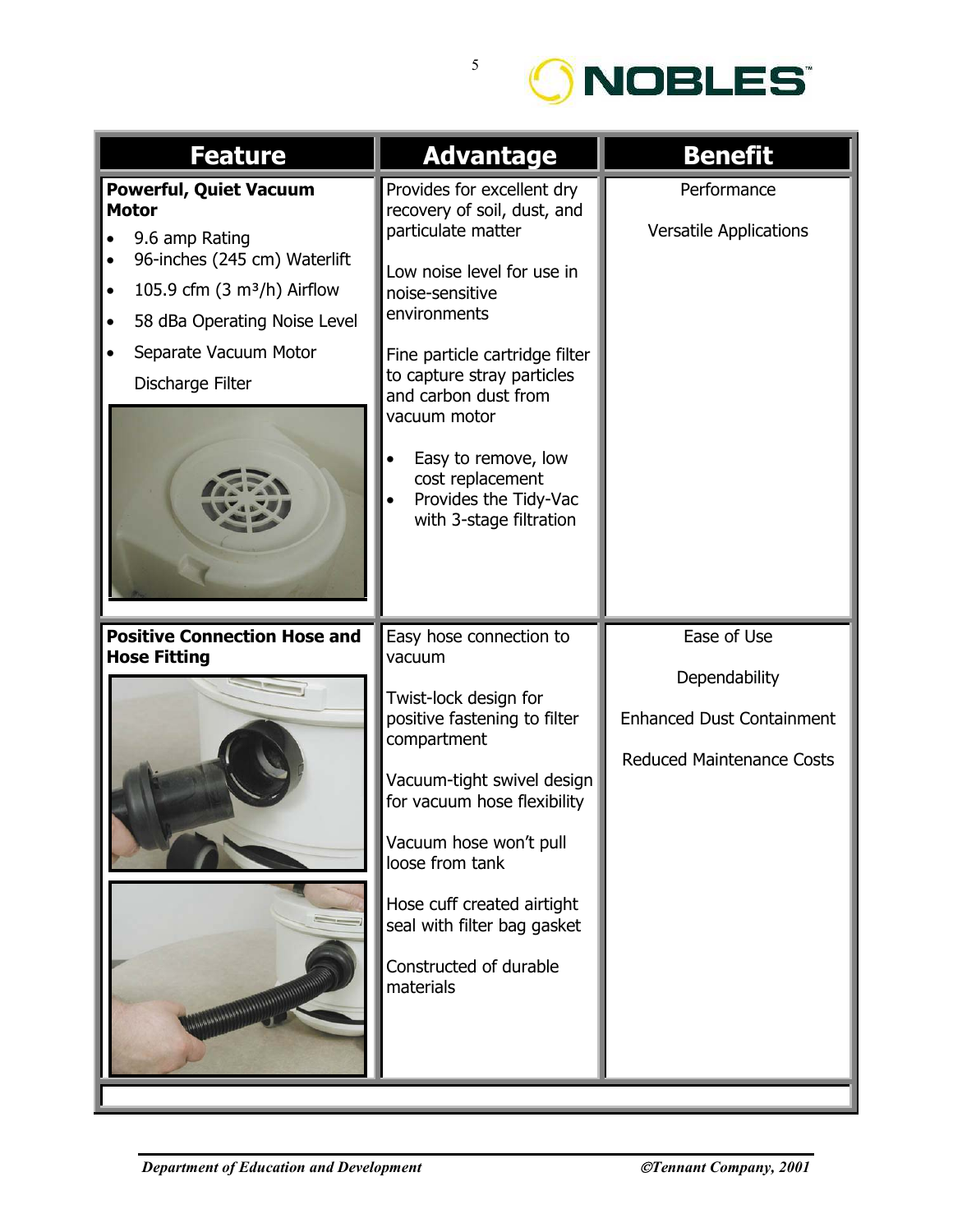| Feature | Advantage | Benefit |
|---|---|---|
| **Powerful, Quiet Vacuum Motor**<br>• 9.6 amp Rating<br>• 96-inches (245 cm) Waterlift<br>• 105.9 cfm (3 m³/h) Airflow<br>• 58 dBa Operating Noise Level<br>• Separate Vacuum Motor Discharge Filter | Provides for excellent dry recovery of soil, dust, and particulate matter<br><br>Low noise level for use in noise-sensitive environments<br><br>Fine particle cartridge filter to capture stray particles and carbon dust from vacuum motor<br>• Easy to remove, low cost replacement<br>• Provides the Tidy-Vac with 3-stage filtration | Performance<br><br>Versatile Applications |
| **Positive Connection Hose and Hose Fitting** | Easy hose connection to vacuum<br><br>Twist-lock design for positive fastening to filter compartment<br><br>Vacuum-tight swivel design for vacuum hose flexibility<br><br>Vacuum hose won't pull loose from tank<br><br>Hose cuff created airtight seal with filter bag gasket<br><br>Constructed of durable materials | Ease of Use<br><br>Dependability<br><br>Enhanced Dust Containment<br><br>Reduced Maintenance Costs |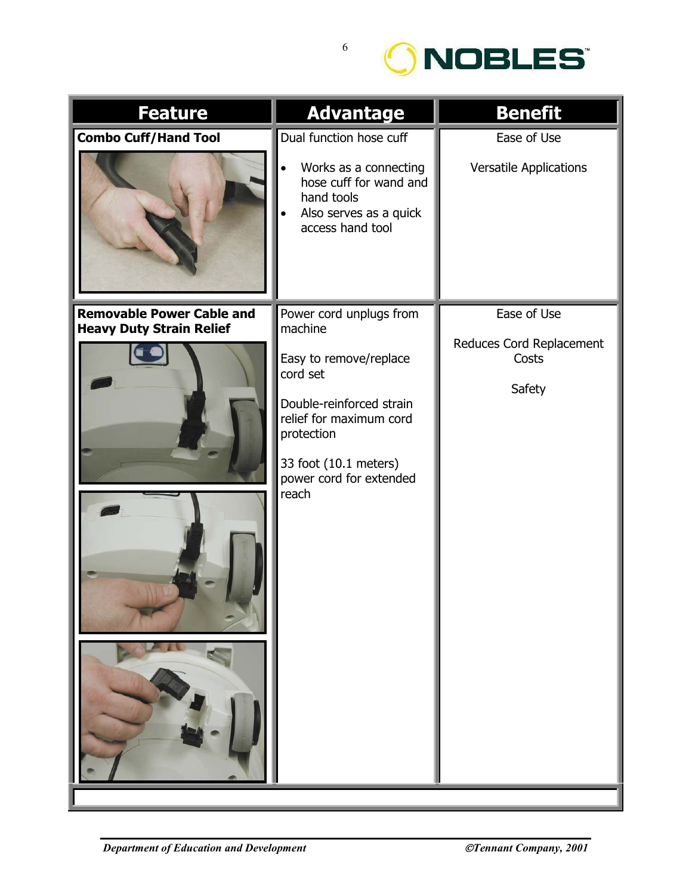| Feature | Advantage | Benefit |
|---|---|---|
| **Combo Cuff/Hand Tool** | Dual function hose cuff<br>• Works as a connecting hose cuff for wand and hand tools<br>• Also serves as a quick access hand tool | Ease of Use<br>Versatile Applications |
| **Removable Power Cable and Heavy Duty Strain Relief** | Power cord unplugs from machine<br>Easy to remove/replace cord set<br>Double-reinforced strain relief for maximum cord protection<br>33 foot (10.1 meters) power cord for extended reach | Ease of Use<br>Reduces Cord Replacement Costs<br>Safety |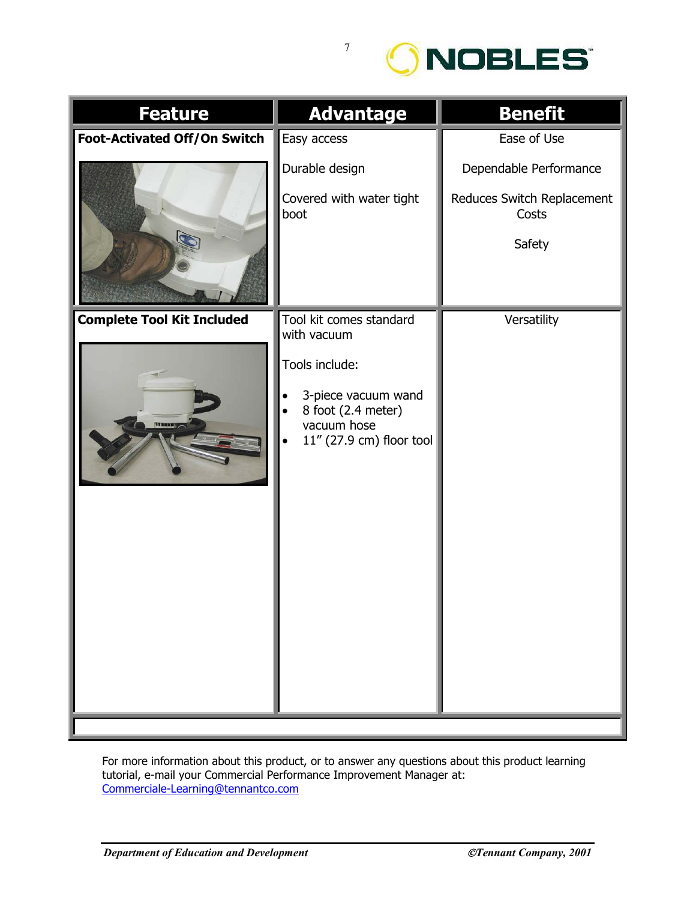| Feature | Advantage | Benefit |
|---|---|---|
| **Foot-Activated Off/On Switch** | Easy access<br><br>Durable design<br><br>Covered with water tight boot | Ease of Use<br><br>Dependable Performance<br><br>Reduces Switch Replacement Costs<br><br>Safety |
| **Complete Tool Kit Included** | Tool kit comes standard with vacuum<br><br>Tools include:<br>• 3-piece vacuum wand<br>• 8 foot (2.4 meter) vacuum hose<br>• 11" (27.9 cm) floor tool | Versatility |

For more information about this product, or to answer any questions about this product learning tutorial, e-mail your Commercial Performance Improvement Manager at: Commerciale-Learning@tennantco.com